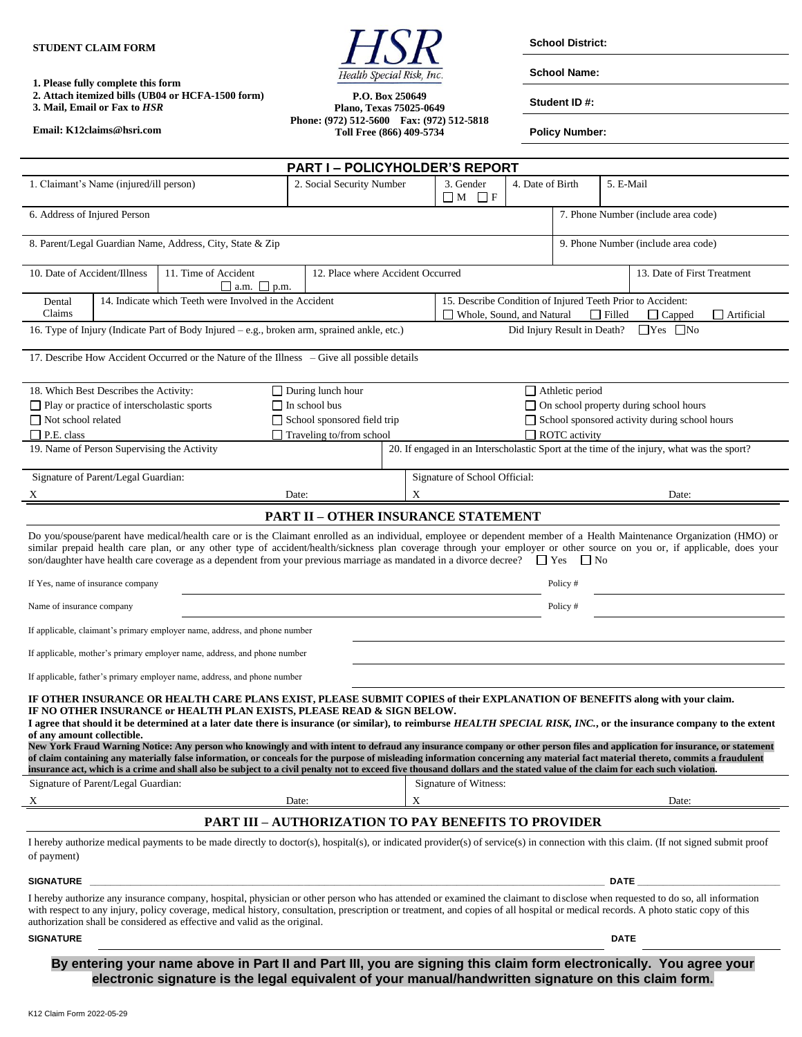**STUDENT CLAIM FORM**

**1. Please fully complete this form**
**2. Attach itemized bills (UB04 or HCFA-1500 form)**
**3. Mail, Email or Fax to *HSR***

**Email: K12claims@hsri.com**

HSR
Health Special Risk, Inc.

**P.O. Box 250649**
**Plano, Texas 75025-0649**
**Phone: (972) 512-5600 Fax: (972) 512-5818**
**Toll Free (866) 409-5734**

**School District:**

**School Name:**

**Student ID #:**

**Policy Number:**

## PART I – POLICYHOLDER'S REPORT

| 1. Claimant's Name (injured/ill person) | 2. Social Security Number | 3. Gender ☐ M ☐ F | 4. Date of Birth | 5. E-Mail |
|---|---|---|---|---|

| 6. Address of Injured Person | 7. Phone Number (include area code) |
|---|---|
| 8. Parent/Legal Guardian Name, Address, City, State & Zip | 9. Phone Number (include area code) |

| 10. Date of Accident/Illness | 11. Time of Accident ☐ a.m. ☐ p.m. | 12. Place where Accident Occurred | 13. Date of First Treatment |
|---|---|---|---|

| Dental Claims | 14. Indicate which Teeth were Involved in the Accident | 15. Describe Condition of Injured Teeth Prior to Accident: ☐ Whole, Sound, and Natural ☐ Filled ☐ Capped ☐ Artificial |
|---|---|---|

16. Type of Injury (Indicate Part of Body Injured – e.g., broken arm, sprained ankle, etc.) Did Injury Result in Death? ☐Yes ☐No

17. Describe How Accident Occurred or the Nature of the Illness – Give all possible details

18. Which Best Describes the Activity:

| | | |
|---|---|---|
| ☐ Play or practice of interscholastic sports | ☐ During lunch hour | ☐ Athletic period |
| ☐ Not school related | ☐ In school bus | ☐ On school property during school hours |
| ☐ P.E. class | ☐ School sponsored field trip | ☐ School sponsored activity during school hours |
| | ☐ Traveling to/from school | ☐ ROTC activity |

| 19. Name of Person Supervising the Activity | 20. If engaged in an Interscholastic Sport at the time of the injury, what was the sport? |
|---|---|

| Signature of Parent/Legal Guardian: | | Signature of School Official: | |
|---|---|---|---|
| X | Date: | X | Date: |

## PART II – OTHER INSURANCE STATEMENT

Do you/spouse/parent have medical/health care or is the Claimant enrolled as an individual, employee or dependent member of a Health Maintenance Organization (HMO) or similar prepaid health care plan, or any other type of accident/health/sickness plan coverage through your employer or other source on you or, if applicable, does your son/daughter have health care coverage as a dependent from your previous marriage as mandated in a divorce decree? ☐ Yes ☐ No

If Yes, name of insurance company \_\_\_\_\_\_\_\_\_\_\_\_\_\_\_\_ Policy # \_\_\_\_\_\_\_\_

Name of insurance company \_\_\_\_\_\_\_\_\_\_\_\_\_\_\_\_ Policy # \_\_\_\_\_\_\_\_

If applicable, claimant's primary employer name, address, and phone number \_\_\_\_\_\_\_\_\_\_\_\_\_\_\_\_

If applicable, mother's primary employer name, address, and phone number \_\_\_\_\_\_\_\_\_\_\_\_\_\_\_\_

If applicable, father's primary employer name, address, and phone number \_\_\_\_\_\_\_\_\_\_\_\_\_\_\_\_

**IF OTHER INSURANCE OR HEALTH CARE PLANS EXIST, PLEASE SUBMIT COPIES of their EXPLANATION OF BENEFITS along with your claim.**
**IF NO OTHER INSURANCE or HEALTH PLAN EXISTS, PLEASE READ & SIGN BELOW.**
**I agree that should it be determined at a later date there is insurance (or similar), to reimburse *HEALTH SPECIAL RISK, INC.*, or the insurance company to the extent of any amount collectible.**
**New York Fraud Warning Notice: Any person who knowingly and with intent to defraud any insurance company or other person files and application for insurance, or statement of claim containing any materially false information, or conceals for the purpose of misleading information concerning any material fact material thereto, commits a fraudulent insurance act, which is a crime and shall also be subject to a civil penalty not to exceed five thousand dollars and the stated value of the claim for each such violation.**

| Signature of Parent/Legal Guardian: | | Signature of Witness: | |
|---|---|---|---|
| X | Date: | X | Date: |

## PART III – AUTHORIZATION TO PAY BENEFITS TO PROVIDER

I hereby authorize medical payments to be made directly to doctor(s), hospital(s), or indicated provider(s) of service(s) in connection with this claim. (If not signed submit proof of payment)

**SIGNATURE** \_\_\_\_\_\_\_\_\_\_\_\_\_\_\_\_\_\_\_\_\_\_\_\_ **DATE** \_\_\_\_\_\_\_\_\_\_\_\_

I hereby authorize any insurance company, hospital, physician or other person who has attended or examined the claimant to disclose when requested to do so, all information with respect to any injury, policy coverage, medical history, consultation, prescription or treatment, and copies of all hospital or medical records. A photo static copy of this authorization shall be considered as effective and valid as the original.

**SIGNATURE** \_\_\_\_\_\_\_\_\_\_\_\_\_\_\_\_\_\_\_\_\_\_\_\_ **DATE** \_\_\_\_\_\_\_\_\_\_\_\_

**By entering your name above in Part II and Part III, you are signing this claim form electronically. You agree your electronic signature is the legal equivalent of your manual/handwritten signature on this claim form.**

K12 Claim Form 2022-05-29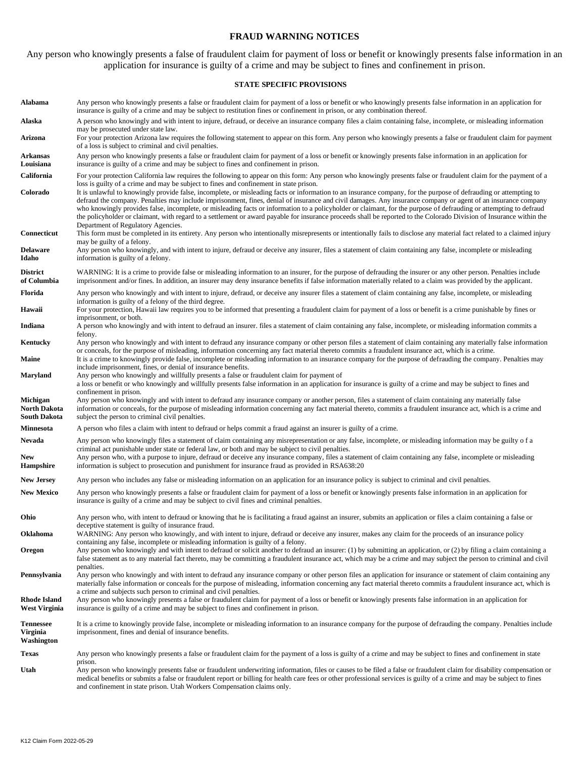# FRAUD WARNING NOTICES

Any person who knowingly presents a false of fraudulent claim for payment of loss or benefit or knowingly presents false information in an application for insurance is guilty of a crime and may be subject to fines and confinement in prison.

## STATE SPECIFIC PROVISIONS

| State | Provision |
|---|---|
| **Alabama** | Any person who knowingly presents a false or fraudulent claim for payment of a loss or benefit or who knowingly presents false information in an application for insurance is guilty of a crime and may be subject to restitution fines or confinement in prison, or any combination thereof. |
| **Alaska** | A person who knowingly and with intent to injure, defraud, or deceive an insurance company files a claim containing false, incomplete, or misleading information may be prosecuted under state law. |
| **Arizona** | For your protection Arizona law requires the following statement to appear on this form. Any person who knowingly presents a false or fraudulent claim for payment of a loss is subject to criminal and civil penalties. |
| **Arkansas Louisiana** | Any person who knowingly presents a false or fraudulent claim for payment of a loss or benefit or knowingly presents false information in an application for insurance is guilty of a crime and may be subject to fines and confinement in prison. |
| **California** | For your protection California law requires the following to appear on this form: Any person who knowingly presents false or fraudulent claim for the payment of a loss is guilty of a crime and may be subject to fines and confinement in state prison. |
| **Colorado** | It is unlawful to knowingly provide false, incomplete, or misleading facts or information to an insurance company, for the purpose of defrauding or attempting to defraud the company. Penalties may include imprisonment, fines, denial of insurance and civil damages. Any insurance company or agent of an insurance company who knowingly provides false, incomplete, or misleading facts or information to a policyholder or claimant, for the purpose of defrauding or attempting to defraud the policyholder or claimant, with regard to a settlement or award payable for insurance proceeds shall be reported to the Colorado Division of Insurance within the Department of Regulatory Agencies. |
| **Connecticut** | This form must be completed in its entirety. Any person who intentionally misrepresents or intentionally fails to disclose any material fact related to a claimed injury may be guilty of a felony. |
| **Delaware Idaho** | Any person who knowingly, and with intent to injure, defraud or deceive any insurer, files a statement of claim containing any false, incomplete or misleading information is guilty of a felony. |
| **District of Columbia** | WARNING: It is a crime to provide false or misleading information to an insurer, for the purpose of defrauding the insurer or any other person. Penalties include imprisonment and/or fines. In addition, an insurer may deny insurance benefits if false information materially related to a claim was provided by the applicant. |
| **Florida** | Any person who knowingly and with intent to injure, defraud, or deceive any insurer files a statement of claim containing any false, incomplete, or misleading information is guilty of a felony of the third degree. |
| **Hawaii** | For your protection, Hawaii law requires you to be informed that presenting a fraudulent claim for payment of a loss or benefit is a crime punishable by fines or imprisonment, or both. |
| **Indiana** | A person who knowingly and with intent to defraud an insurer. files a statement of claim containing any false, incomplete, or misleading information commits a felony. |
| **Kentucky** | Any person who knowingly and with intent to defraud any insurance company or other person files a statement of claim containing any materially false information or conceals, for the purpose of misleading, information concerning any fact material thereto commits a fraudulent insurance act, which is a crime. |
| **Maine** | It is a crime to knowingly provide false, incomplete or misleading information to an insurance company for the purpose of defrauding the company. Penalties may include imprisonment, fines, or denial of insurance benefits. |
| **Maryland** | Any person who knowingly and willfully presents a false or fraudulent claim for payment of a loss or benefit or who knowingly and willfully presents false information in an application for insurance is guilty of a crime and may be subject to fines and confinement in prison. |
| **Michigan North Dakota South Dakota** | Any person who knowingly and with intent to defraud any insurance company or another person, files a statement of claim containing any materially false information or conceals, for the purpose of misleading information concerning any fact material thereto, commits a fraudulent insurance act, which is a crime and subject the person to criminal civil penalties. |
| **Minnesota** | A person who files a claim with intent to defraud or helps commit a fraud against an insurer is guilty of a crime. |
| **Nevada** | Any person who knowingly files a statement of claim containing any misrepresentation or any false, incomplete, or misleading information may be guilty o f a criminal act punishable under state or federal law, or both and may be subject to civil penalties. |
| **New Hampshire** | Any person who, with a purpose to injure, defraud or deceive any insurance company, files a statement of claim containing any false, incomplete or misleading information is subject to prosecution and punishment for insurance fraud as provided in RSA638:20 |
| **New Jersey** | Any person who includes any false or misleading information on an application for an insurance policy is subject to criminal and civil penalties. |
| **New Mexico** | Any person who knowingly presents a false or fraudulent claim for payment of a loss or benefit or knowingly presents false information in an application for insurance is guilty of a crime and may be subject to civil fines and criminal penalties. |
| **Ohio** | Any person who, with intent to defraud or knowing that he is facilitating a fraud against an insurer, submits an application or files a claim containing a false or deceptive statement is guilty of insurance fraud. |
| **Oklahoma** | WARNING: Any person who knowingly, and with intent to injure, defraud or deceive any insurer, makes any claim for the proceeds of an insurance policy containing any false, incomplete or misleading information is guilty of a felony. |
| **Oregon** | Any person who knowingly and with intent to defraud or solicit another to defraud an insurer: (1) by submitting an application, or (2) by filing a claim containing a false statement as to any material fact thereto, may be committing a fraudulent insurance act, which may be a crime and may subject the person to criminal and civil penalties. |
| **Pennsylvania** | Any person who knowingly and with intent to defraud any insurance company or other person files an application for insurance or statement of claim containing any materially false information or conceals for the purpose of misleading, information concerning any fact material thereto commits a fraudulent insurance act, which is a crime and subjects such person to criminal and civil penalties. |
| **Rhode Island West Virginia** | Any person who knowingly presents a false or fraudulent claim for payment of a loss or benefit or knowingly presents false information in an application for insurance is guilty of a crime and may be subject to fines and confinement in prison. |
| **Tennessee Virginia Washington** | It is a crime to knowingly provide false, incomplete or misleading information to an insurance company for the purpose of defrauding the company. Penalties include imprisonment, fines and denial of insurance benefits. |
| **Texas** | Any person who knowingly presents a false or fraudulent claim for the payment of a loss is guilty of a crime and may be subject to fines and confinement in state prison. |
| **Utah** | Any person who knowingly presents false or fraudulent underwriting information, files or causes to be filed a false or fraudulent claim for disability compensation or medical benefits or submits a false or fraudulent report or billing for health care fees or other professional services is guilty of a crime and may be subject to fines and confinement in state prison. Utah Workers Compensation claims only. |

K12 Claim Form 2022-05-29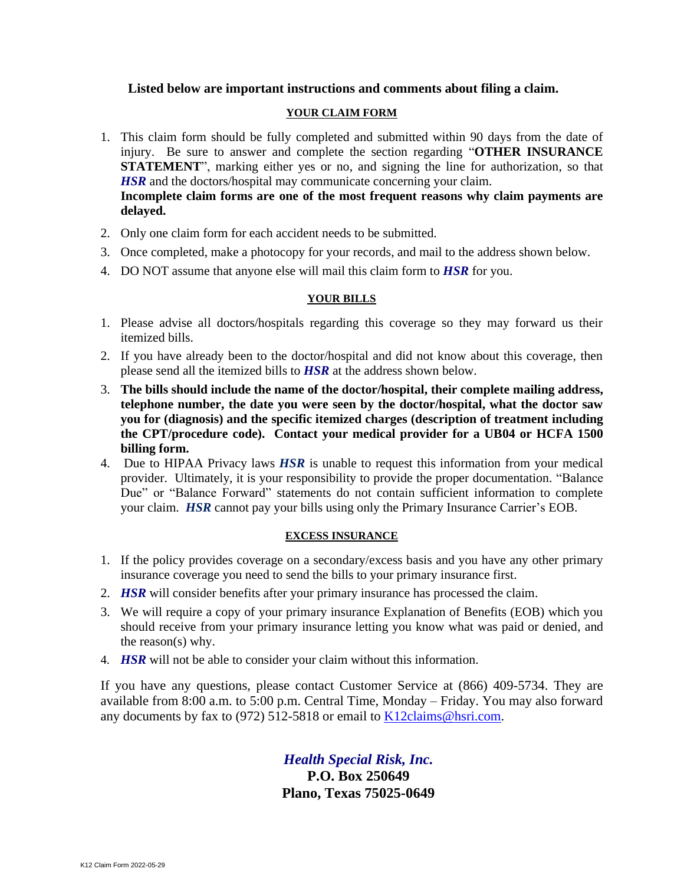**Listed below are important instructions and comments about filing a claim.**

## YOUR CLAIM FORM

1. This claim form should be fully completed and submitted within 90 days from the date of injury. Be sure to answer and complete the section regarding "**OTHER INSURANCE STATEMENT**", marking either yes or no, and signing the line for authorization, so that ***HSR*** and the doctors/hospital may communicate concerning your claim.
   **Incomplete claim forms are one of the most frequent reasons why claim payments are delayed.**
2. Only one claim form for each accident needs to be submitted.
3. Once completed, make a photocopy for your records, and mail to the address shown below.
4. DO NOT assume that anyone else will mail this claim form to ***HSR*** for you.

## YOUR BILLS

1. Please advise all doctors/hospitals regarding this coverage so they may forward us their itemized bills.
2. If you have already been to the doctor/hospital and did not know about this coverage, then please send all the itemized bills to ***HSR*** at the address shown below.
3. **The bills should include the name of the doctor/hospital, their complete mailing address, telephone number, the date you were seen by the doctor/hospital, what the doctor saw you for (diagnosis) and the specific itemized charges (description of treatment including the CPT/procedure code). Contact your medical provider for a UB04 or HCFA 1500 billing form.**
4. Due to HIPAA Privacy laws ***HSR*** is unable to request this information from your medical provider. Ultimately, it is your responsibility to provide the proper documentation. "Balance Due" or "Balance Forward" statements do not contain sufficient information to complete your claim. ***HSR*** cannot pay your bills using only the Primary Insurance Carrier's EOB.

## EXCESS INSURANCE

1. If the policy provides coverage on a secondary/excess basis and you have any other primary insurance coverage you need to send the bills to your primary insurance first.
2. ***HSR*** will consider benefits after your primary insurance has processed the claim.
3. We will require a copy of your primary insurance Explanation of Benefits (EOB) which you should receive from your primary insurance letting you know what was paid or denied, and the reason(s) why.
4. ***HSR*** will not be able to consider your claim without this information.

If you have any questions, please contact Customer Service at (866) 409-5734. They are available from 8:00 a.m. to 5:00 p.m. Central Time, Monday – Friday. You may also forward any documents by fax to (972) 512-5818 or email to K12claims@hsri.com.

***Health Special Risk, Inc.***
**P.O. Box 250649**
**Plano, Texas 75025-0649**

K12 Claim Form 2022-05-29